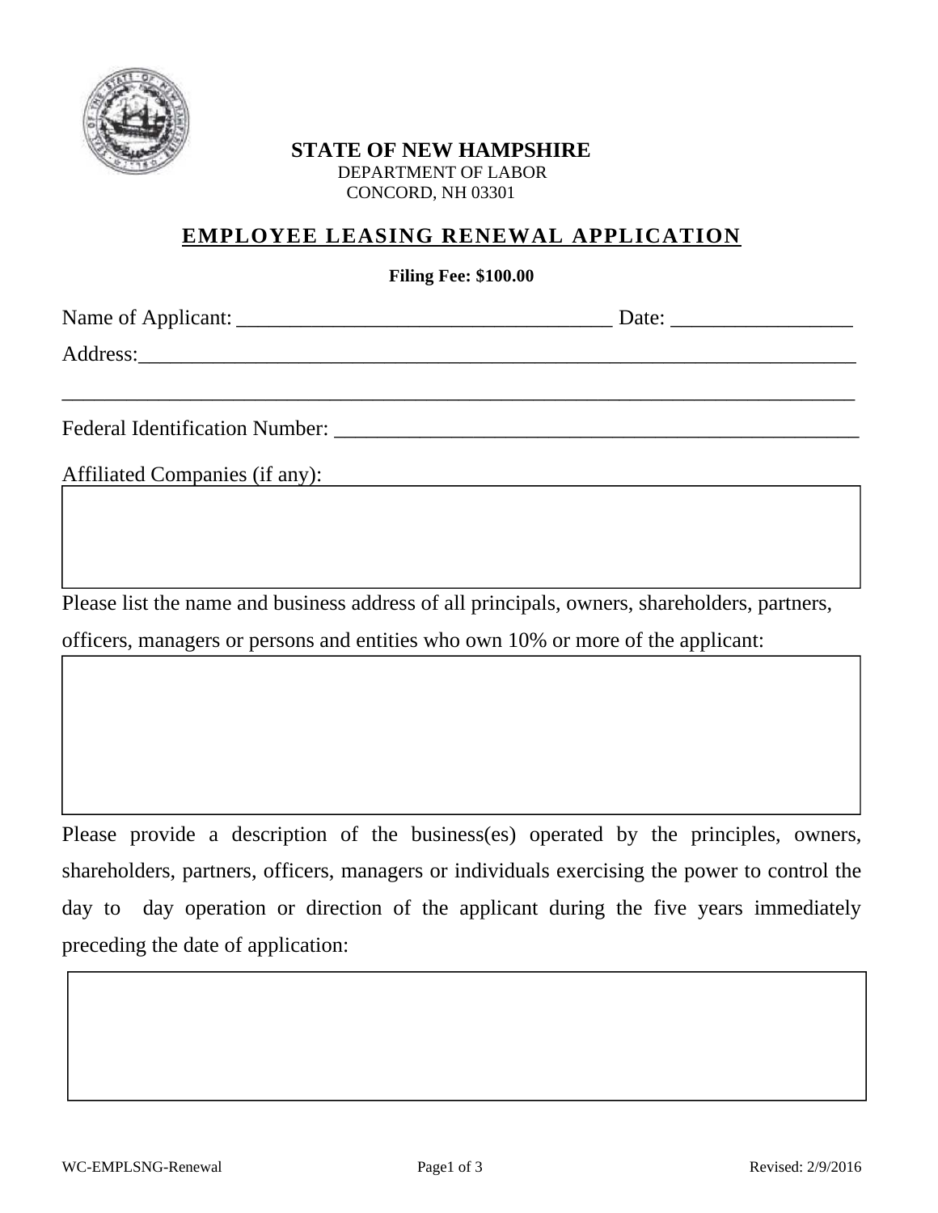**STATE OF NEW HAMPSHIRE**
DEPARTMENT OF LABOR
CONCORD, NH 03301

# EMPLOYEE LEASING RENEWAL APPLICATION

**Filing Fee: $100.00**

Name of Applicant: ___________________________________ Date: _________________

Address:______________________________________________________________________

______________________________________________________________________________

Federal Identification Number: __________________________________________________

Affiliated Companies (if any):

Please list the name and business address of all principals, owners, shareholders, partners, officers, managers or persons and entities who own 10% or more of the applicant:

Please provide a description of the business(es) operated by the principles, owners, shareholders, partners, officers, managers or individuals exercising the power to control the day to day operation or direction of the applicant during the five years immediately preceding the date of application:

WC-EMPLSNG-Renewal Revised: 2/9/2016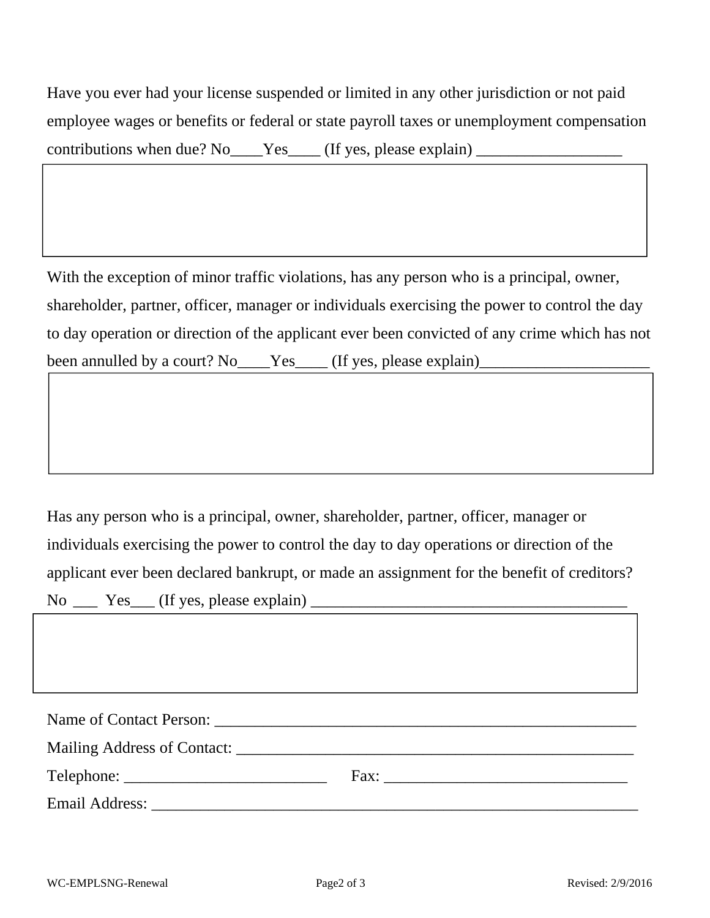Have you ever had your license suspended or limited in any other jurisdiction or not paid employee wages or benefits or federal or state payroll taxes or unemployment compensation contributions when due? No____Yes____ (If yes, please explain) __________________

With the exception of minor traffic violations, has any person who is a principal, owner, shareholder, partner, officer, manager or individuals exercising the power to control the day to day operation or direction of the applicant ever been convicted of any crime which has not been annulled by a court? No____Yes____ (If yes, please explain)_____________________

Has any person who is a principal, owner, shareholder, partner, officer, manager or individuals exercising the power to control the day to day operations or direction of the applicant ever been declared bankrupt, or made an assignment for the benefit of creditors? No ___ Yes___ (If yes, please explain) ________________________________________

Name of Contact Person: _______________________________________________________

Mailing Address of Contact: ____________________________________________________

Telephone: _________________________ Fax: ______________________________

Email Address: ______________________________________________________________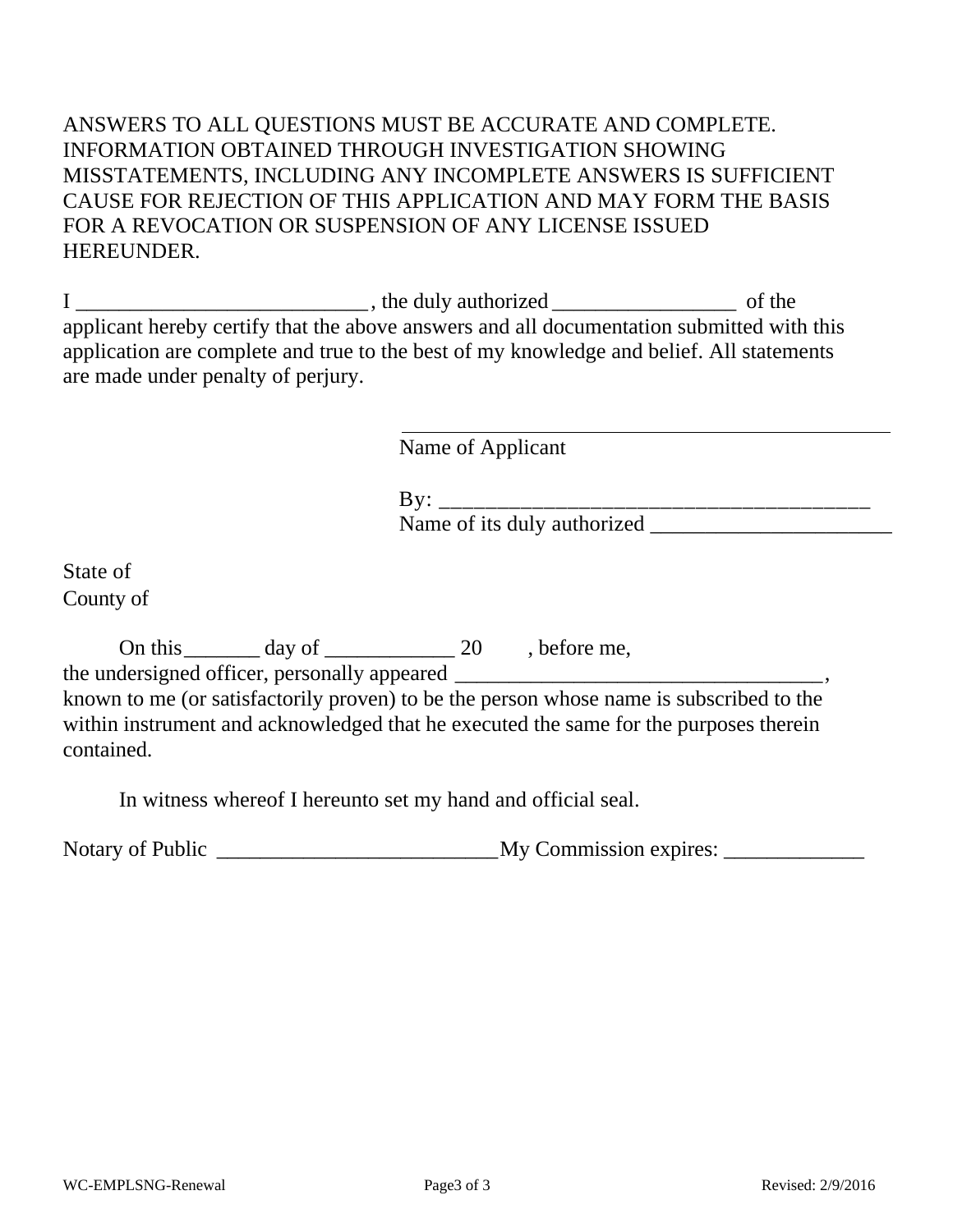ANSWERS TO ALL QUESTIONS MUST BE ACCURATE AND COMPLETE. INFORMATION OBTAINED THROUGH INVESTIGATION SHOWING MISSTATEMENTS, INCLUDING ANY INCOMPLETE ANSWERS IS SUFFICIENT CAUSE FOR REJECTION OF THIS APPLICATION AND MAY FORM THE BASIS FOR A REVOCATION OR SUSPENSION OF ANY LICENSE ISSUED HEREUNDER.

I ___________________________, the duly authorized _________________ of the applicant hereby certify that the above answers and all documentation submitted with this application are complete and true to the best of my knowledge and belief. All statements are made under penalty of perjury.

______________________________________________
Name of Applicant

By: ________________________________________
Name of its duly authorized ______________________

State of
County of

On this_______ day of ____________ 20 , before me, the undersigned officer, personally appeared ___________________________________, known to me (or satisfactorily proven) to be the person whose name is subscribed to the within instrument and acknowledged that he executed the same for the purposes therein contained.

In witness whereof I hereunto set my hand and official seal.

Notary of Public __________________________ My Commission expires: _____________

WC-EMPLSNG-Renewal Revised: 2/9/2016